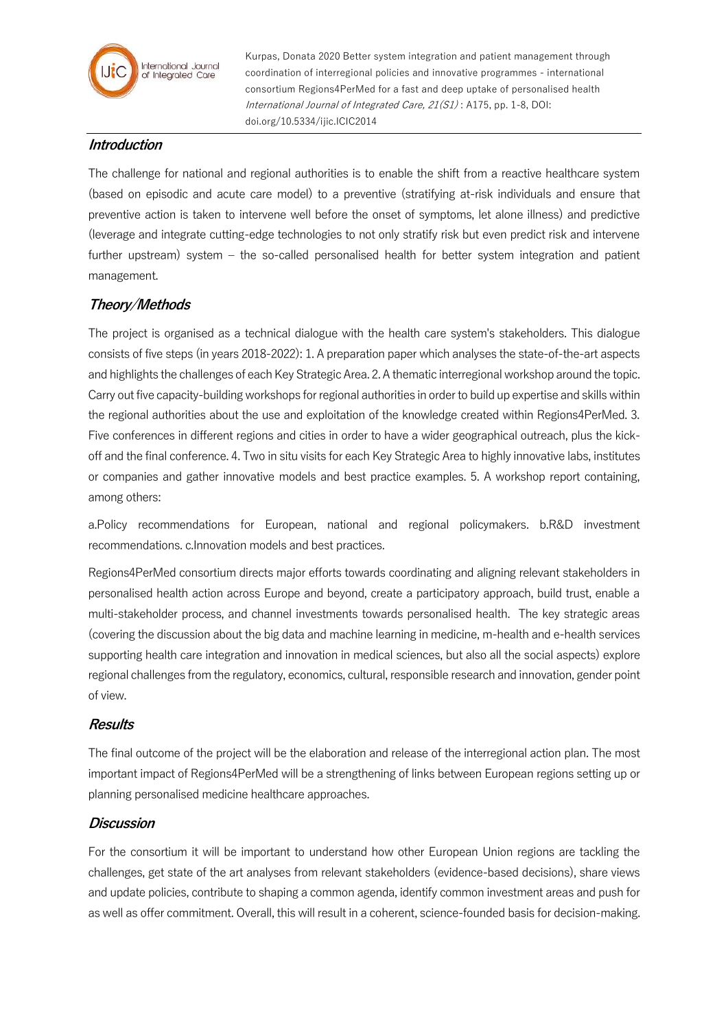## Introduction

The challenge for national and regional authorities is to enable the shift from a reactive healthcare system (based on episodic and acute care model) to a preventive (stratifying at-risk individuals and ensure that preventive action is taken to intervene well before the onset of symptoms, let alone illness) and predictive (leverage and integrate cutting-edge technologies to not only stratify risk but even predict risk and intervene further upstream) system – the so-called personalised health for better system integration and patient management.

## Theory/Methods

The project is organised as a technical dialogue with the health care system's stakeholders. This dialogue consists of five steps (in years 2018-2022): 1. A preparation paper which analyses the state-of-the-art aspects and highlights the challenges of each Key Strategic Area. 2. A thematic interregional workshop around the topic. Carry out five capacity-building workshops for regional authorities in order to build up expertise and skills within the regional authorities about the use and exploitation of the knowledge created within Regions4PerMed. 3. Five conferences in different regions and cities in order to have a wider geographical outreach, plus the kick-off and the final conference. 4. Two in situ visits for each Key Strategic Area to highly innovative labs, institutes or companies and gather innovative models and best practice examples. 5. A workshop report containing, among others:

a.Policy recommendations for European, national and regional policymakers. b.R&D investment recommendations. c.Innovation models and best practices.

Regions4PerMed consortium directs major efforts towards coordinating and aligning relevant stakeholders in personalised health action across Europe and beyond, create a participatory approach, build trust, enable a multi-stakeholder process, and channel investments towards personalised health. The key strategic areas (covering the discussion about the big data and machine learning in medicine, m-health and e-health services supporting health care integration and innovation in medical sciences, but also all the social aspects) explore regional challenges from the regulatory, economics, cultural, responsible research and innovation, gender point of view.

## Results

The final outcome of the project will be the elaboration and release of the interregional action plan. The most important impact of Regions4PerMed will be a strengthening of links between European regions setting up or planning personalised medicine healthcare approaches.

## Discussion

For the consortium it will be important to understand how other European Union regions are tackling the challenges, get state of the art analyses from relevant stakeholders (evidence-based decisions), share views and update policies, contribute to shaping a common agenda, identify common investment areas and push for as well as offer commitment. Overall, this will result in a coherent, science-founded basis for decision-making.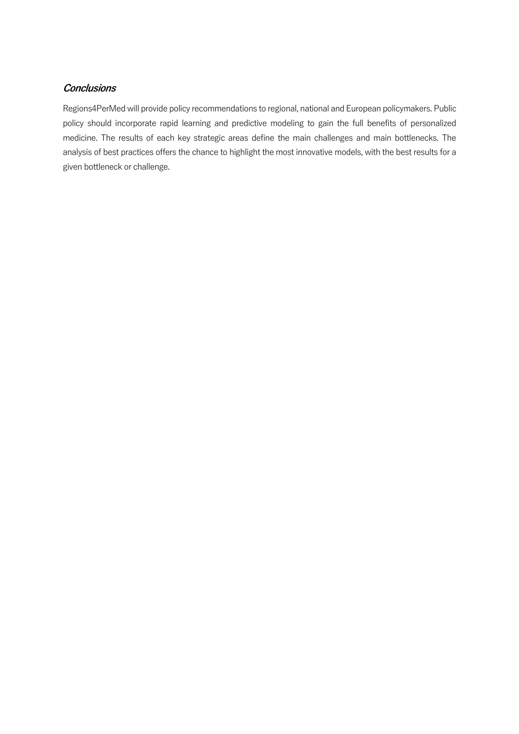## *Conclusions*

Regions4PerMed will provide policy recommendations to regional, national and European policymakers. Public policy should incorporate rapid learning and predictive modeling to gain the full benefits of personalized medicine. The results of each key strategic areas define the main challenges and main bottlenecks. The analysis of best practices offers the chance to highlight the most innovative models, with the best results for a given bottleneck or challenge.